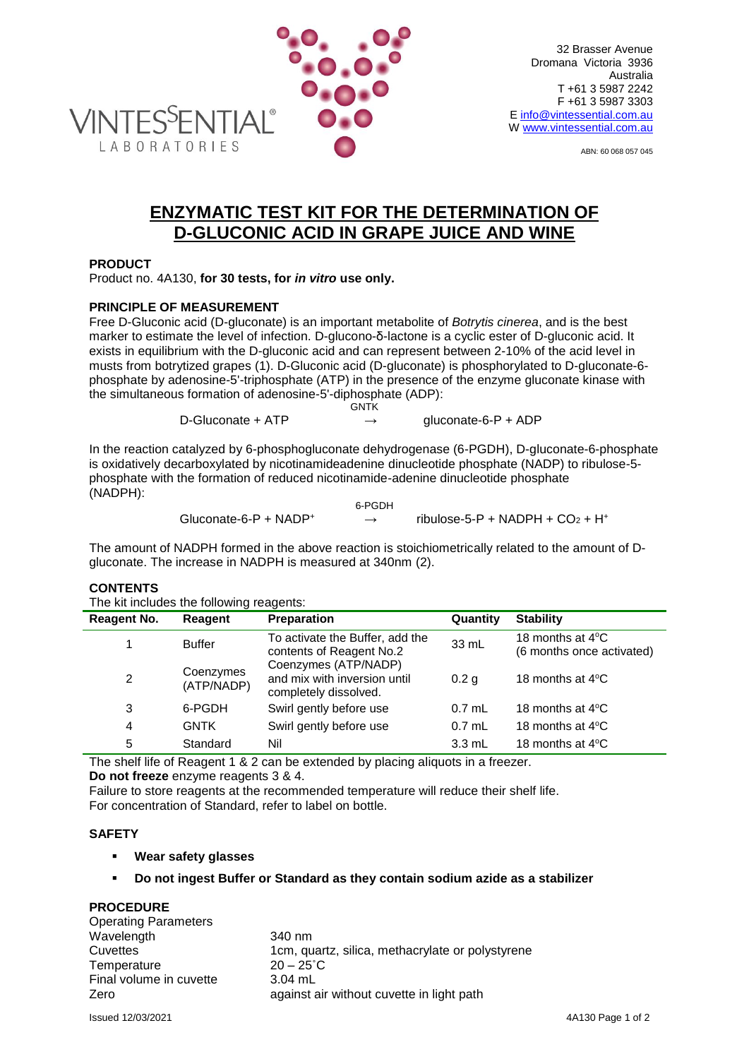VINTESSENTIAL® LABORATORIES

32 Brasser Avenue
Dromana Victoria 3936
Australia
T +61 3 5987 2242
F +61 3 5987 3303
E info@vintessential.com.au
W www.vintessential.com.au

ABN: 60 068 057 045

# ENZYMATIC TEST KIT FOR THE DETERMINATION OF D-GLUCONIC ACID IN GRAPE JUICE AND WINE

## PRODUCT

Product no. 4A130, **for 30 tests, for *in vitro* use only.**

## PRINCIPLE OF MEASUREMENT

Free D-Gluconic acid (D-gluconate) is an important metabolite of *Botrytis cinerea*, and is the best marker to estimate the level of infection. D-glucono-δ-lactone is a cyclic ester of D-gluconic acid. It exists in equilibrium with the D-gluconic acid and can represent between 2-10% of the acid level in musts from botrytized grapes (1). D-Gluconic acid (D-gluconate) is phosphorylated to D-gluconate-6-phosphate by adenosine-5'-triphosphate (ATP) in the presence of the enzyme gluconate kinase with the simultaneous formation of adenosine-5'-diphosphate (ADP):

$$\text{D-Gluconate} + \text{ATP} \xrightarrow{\text{GNTK}} \text{gluconate-6-P} + \text{ADP}$$

In the reaction catalyzed by 6-phosphogluconate dehydrogenase (6-PGDH), D-gluconate-6-phosphate is oxidatively decarboxylated by nicotinamideadenine dinucleotide phosphate (NADP) to ribulose-5-phosphate with the formation of reduced nicotinamide-adenine dinucleotide phosphate (NADPH):

$$\text{Gluconate-6-P} + \text{NADP}^{+} \xrightarrow{\text{6-PGDH}} \text{ribulose-5-P} + \text{NADPH} + CO_2 + H^{+}$$

The amount of NADPH formed in the above reaction is stoichiometrically related to the amount of D-gluconate. The increase in NADPH is measured at 340nm (2).

## CONTENTS

The kit includes the following reagents:

| Reagent No. | Reagent | Preparation | Quantity | Stability |
|---|---|---|---|---|
| 1 | Buffer | To activate the Buffer, add the contents of Reagent No.2 | 33 mL | 18 months at 4°C (6 months once activated) |
| 2 | Coenzymes (ATP/NADP) | Coenzymes (ATP/NADP) and mix with inversion until completely dissolved. | 0.2 g | 18 months at 4°C |
| 3 | 6-PGDH | Swirl gently before use | 0.7 mL | 18 months at 4°C |
| 4 | GNTK | Swirl gently before use | 0.7 mL | 18 months at 4°C |
| 5 | Standard | Nil | 3.3 mL | 18 months at 4°C |

The shelf life of Reagent 1 & 2 can be extended by placing aliquots in a freezer.
**Do not freeze** enzyme reagents 3 & 4.
Failure to store reagents at the recommended temperature will reduce their shelf life.
For concentration of Standard, refer to label on bottle.

## SAFETY

- **Wear safety glasses**
- **Do not ingest Buffer or Standard as they contain sodium azide as a stabilizer**

## PROCEDURE

Operating Parameters

| | |
|---|---|
| Wavelength | 340 nm |
| Cuvettes | 1cm, quartz, silica, methacrylate or polystyrene |
| Temperature | 20 – 25°C |
| Final volume in cuvette | 3.04 mL |
| Zero | against air without cuvette in light path |

Issued 12/03/2021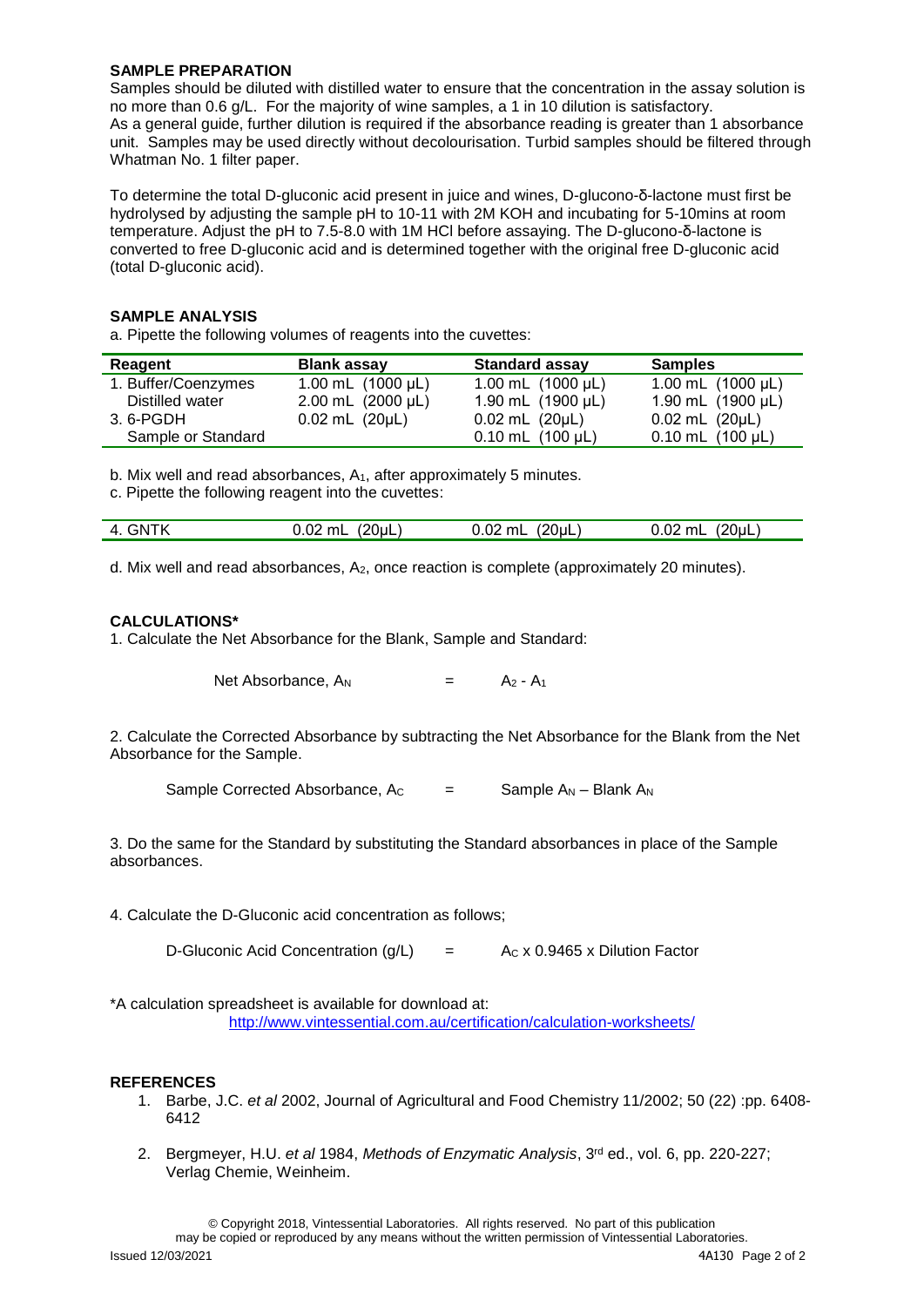## SAMPLE PREPARATION

Samples should be diluted with distilled water to ensure that the concentration in the assay solution is no more than 0.6 g/L. For the majority of wine samples, a 1 in 10 dilution is satisfactory.
As a general guide, further dilution is required if the absorbance reading is greater than 1 absorbance unit. Samples may be used directly without decolourisation. Turbid samples should be filtered through Whatman No. 1 filter paper.

To determine the total D-gluconic acid present in juice and wines, D-glucono-δ-lactone must first be hydrolysed by adjusting the sample pH to 10-11 with 2M KOH and incubating for 5-10mins at room temperature. Adjust the pH to 7.5-8.0 with 1M HCl before assaying. The D-glucono-δ-lactone is converted to free D-gluconic acid and is determined together with the original free D-gluconic acid (total D-gluconic acid).

## SAMPLE ANALYSIS

a. Pipette the following volumes of reagents into the cuvettes:

| Reagent | Blank assay | Standard assay | Samples |
|---|---|---|---|
| 1. Buffer/Coenzymes | 1.00 mL (1000 µL) | 1.00 mL (1000 µL) | 1.00 mL (1000 µL) |
| Distilled water | 2.00 mL (2000 µL) | 1.90 mL (1900 µL) | 1.90 mL (1900 µL) |
| 3. 6-PGDH | 0.02 mL (20µL) | 0.02 mL (20µL) | 0.02 mL (20µL) |
| Sample or Standard | | 0.10 mL (100 µL) | 0.10 mL (100 µL) |

b. Mix well and read absorbances, $A_1$, after approximately 5 minutes.

c. Pipette the following reagent into the cuvettes:

| | | | |
|---|---|---|---|
| 4. GNTK | 0.02 mL (20µL) | 0.02 mL (20µL) | 0.02 mL (20µL) |

d. Mix well and read absorbances, $A_2$, once reaction is complete (approximately 20 minutes).

## CALCULATIONS*

1. Calculate the Net Absorbance for the Blank, Sample and Standard:

$$\text{Net Absorbance, } A_N = A_2 - A_1$$

2. Calculate the Corrected Absorbance by subtracting the Net Absorbance for the Blank from the Net Absorbance for the Sample.

$$\text{Sample Corrected Absorbance, } A_C = \text{Sample } A_N - \text{Blank } A_N$$

3. Do the same for the Standard by substituting the Standard absorbances in place of the Sample absorbances.

4. Calculate the D-Gluconic acid concentration as follows;

$$\text{D-Gluconic Acid Concentration (g/L)} = A_C \times 0.9465 \times \text{Dilution Factor}$$

*A calculation spreadsheet is available for download at:
http://www.vintessential.com.au/certification/calculation-worksheets/

## REFERENCES

1. Barbe, J.C. *et al* 2002, Journal of Agricultural and Food Chemistry 11/2002; 50 (22) :pp. 6408-6412
2. Bergmeyer, H.U. *et al* 1984, *Methods of Enzymatic Analysis*, 3rd ed., vol. 6, pp. 220-227; Verlag Chemie, Weinheim.

© Copyright 2018, Vintessential Laboratories. All rights reserved. No part of this publication may be copied or reproduced by any means without the written permission of Vintessential Laboratories.

Issued 12/03/2021 4A130